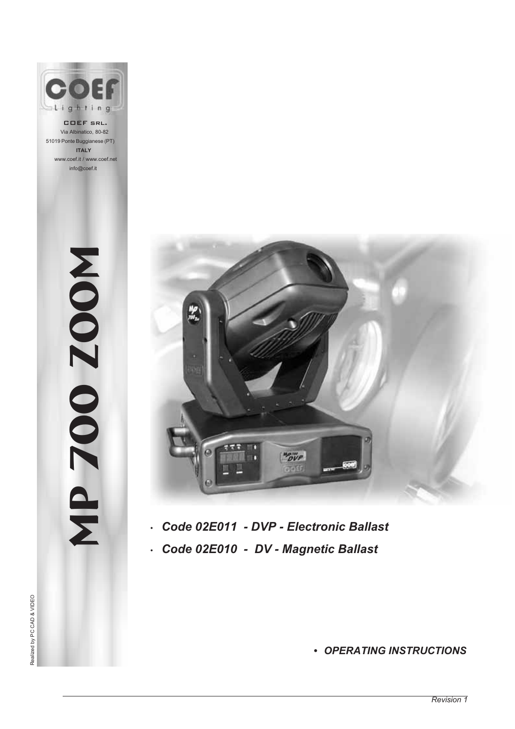COEF Lighting

COEF SRL.
Via Albinatico, 80-82
51019 Ponte Buggianese (PT)
**ITALY**
www.coef.it / www.coef.net
info@coef.it

# MP 700 ZOOM

- ***Code 02E011 - DVP - Electronic Ballast***
- ***Code 02E010 - DV - Magnetic Ballast***

- ***OPERATING INSTRUCTIONS***

Realized by PC CAD & VIDEO

*Revision 1*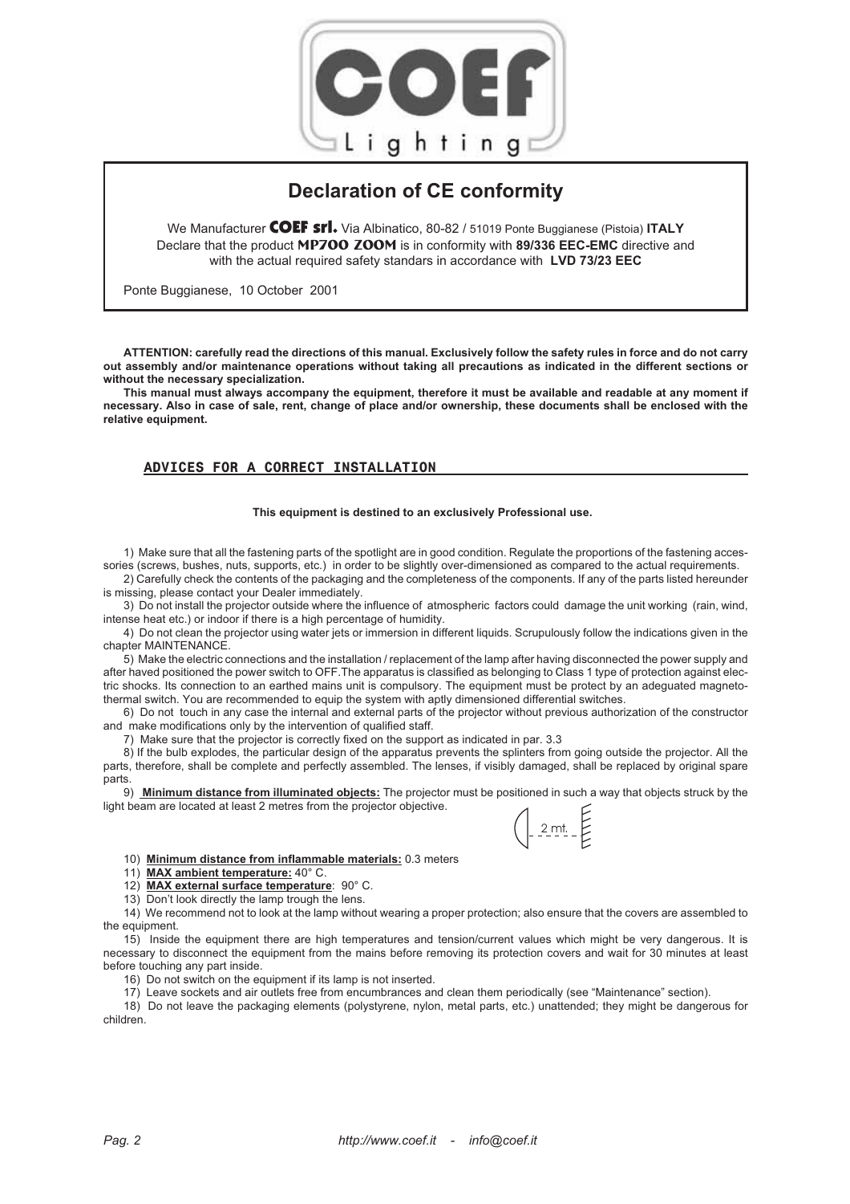# Declaration of CE conformity

We Manufacturer **COEF srl.** Via Albinatico, 80-82 / 51019 Ponte Buggianese (Pistoia) **ITALY**
Declare that the product **MP700 ZOOM** is in conformity with **89/336 EEC-EMC** directive and with the actual required safety standars in accordance with **LVD 73/23 EEC**

Ponte Buggianese, 10 October 2001

**ATTENTION: carefully read the directions of this manual. Exclusively follow the safety rules in force and do not carry out assembly and/or maintenance operations without taking all precautions as indicated in the different sections or without the necessary specialization.**

**This manual must always accompany the equipment, therefore it must be available and readable at any moment if necessary. Also in case of sale, rent, change of place and/or ownership, these documents shall be enclosed with the relative equipment.**

## ADVICES FOR A CORRECT INSTALLATION

**This equipment is destined to an exclusively Professional use.**

1) Make sure that all the fastening parts of the spotlight are in good condition. Regulate the proportions of the fastening accessories (screws, bushes, nuts, supports, etc.) in order to be slightly over-dimensioned as compared to the actual requirements.

2) Carefully check the contents of the packaging and the completeness of the components. If any of the parts listed hereunder is missing, please contact your Dealer immediately.

3) Do not install the projector outside where the influence of atmospheric factors could damage the unit working (rain, wind, intense heat etc.) or indoor if there is a high percentage of humidity.

4) Do not clean the projector using water jets or immersion in different liquids. Scrupulously follow the indications given in the chapter MAINTENANCE.

5) Make the electric connections and the installation / replacement of the lamp after having disconnected the power supply and after haved positioned the power switch to OFF.The apparatus is classified as belonging to Class 1 type of protection against electric shocks. Its connection to an earthed mains unit is compulsory. The equipment must be protect by an adeguated magneto-thermal switch. You are recommended to equip the system with aptly dimensioned differential switches.

6) Do not touch in any case the internal and external parts of the projector without previous authorization of the constructor and make modifications only by the intervention of qualified staff.

7) Make sure that the projector is correctly fixed on the support as indicated in par. 3.3

8) If the bulb explodes, the particular design of the apparatus prevents the splinters from going outside the projector. All the parts, therefore, shall be complete and perfectly assembled. The lenses, if visibly damaged, shall be replaced by original spare parts.

9) **Minimum distance from illuminated objects:** The projector must be positioned in such a way that objects struck by the light beam are located at least 2 metres from the projector objective.

2 mt.

10) **Minimum distance from inflammable materials:** 0.3 meters

11) **MAX ambient temperature:** 40° C.

12) **MAX external surface temperature**: 90° C.

13) Don't look directly the lamp trough the lens.

14) We recommend not to look at the lamp without wearing a proper protection; also ensure that the covers are assembled to the equipment.

15) Inside the equipment there are high temperatures and tension/current values which might be very dangerous. It is necessary to disconnect the equipment from the mains before removing its protection covers and wait for 30 minutes at least before touching any part inside.

16) Do not switch on the equipment if its lamp is not inserted.

17) Leave sockets and air outlets free from encumbrances and clean them periodically (see "Maintenance" section).

18) Do not leave the packaging elements (polystyrene, nylon, metal parts, etc.) unattended; they might be dangerous for children.

*http://www.coef.it - info@coef.it*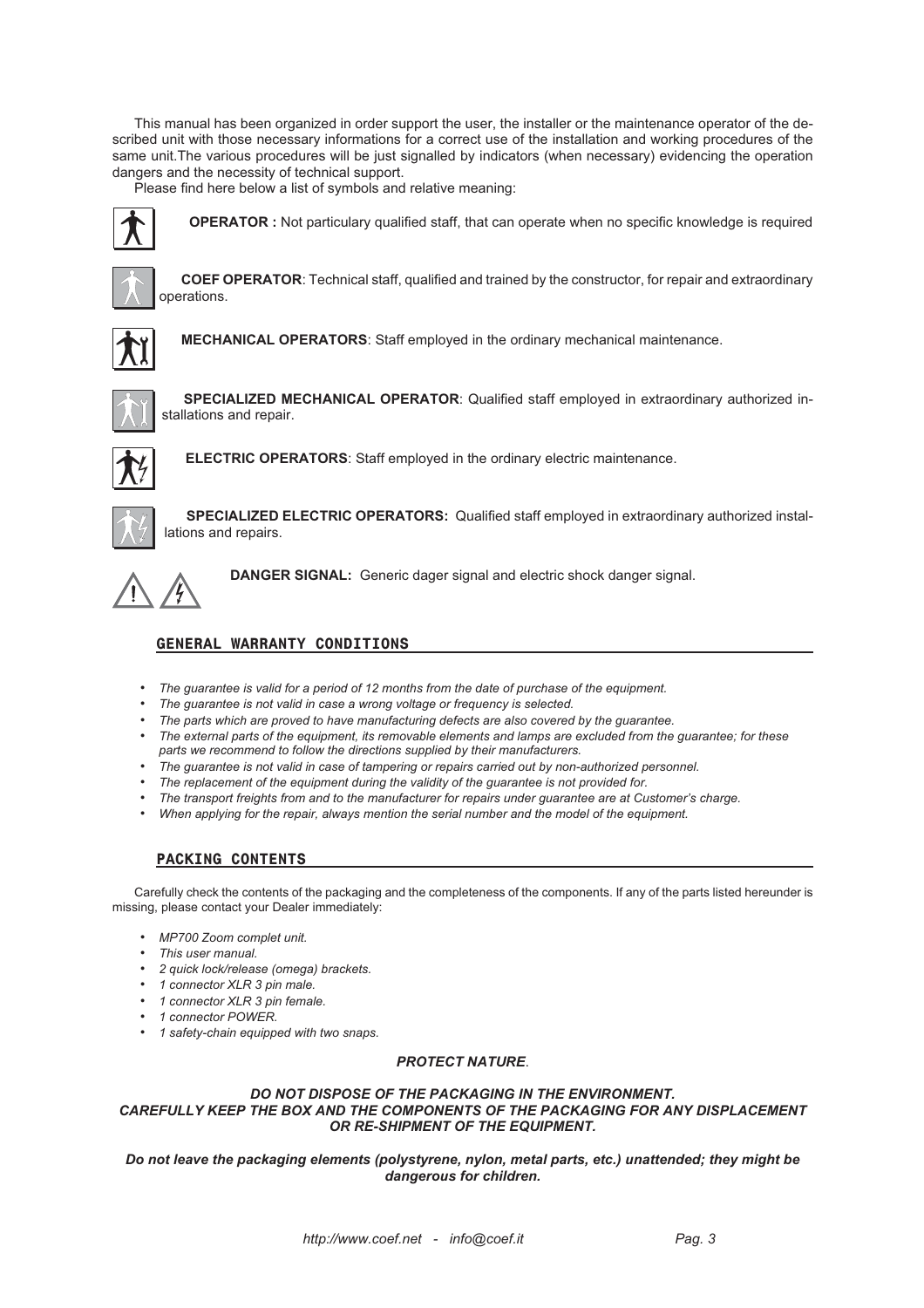This manual has been organized in order support the user, the installer or the maintenance operator of the described unit with those necessary informations for a correct use of the installation and working procedures of the same unit.The various procedures will be just signalled by indicators (when necessary) evidencing the operation dangers and the necessity of technical support.

Please find here below a list of symbols and relative meaning:

**OPERATOR :** Not particulary qualified staff, that can operate when no specific knowledge is required

**COEF OPERATOR**: Technical staff, qualified and trained by the constructor, for repair and extraordinary operations.

**MECHANICAL OPERATORS**: Staff employed in the ordinary mechanical maintenance.

**SPECIALIZED MECHANICAL OPERATOR**: Qualified staff employed in extraordinary authorized installations and repair.

**ELECTRIC OPERATORS**: Staff employed in the ordinary electric maintenance.

**SPECIALIZED ELECTRIC OPERATORS:** Qualified staff employed in extraordinary authorized installations and repairs.

**DANGER SIGNAL:** Generic dager signal and electric shock danger signal.

## GENERAL WARRANTY CONDITIONS

- *The guarantee is valid for a period of 12 months from the date of purchase of the equipment.*
- *The guarantee is not valid in case a wrong voltage or frequency is selected.*
- *The parts which are proved to have manufacturing defects are also covered by the guarantee.*
- *The external parts of the equipment, its removable elements and lamps are excluded from the guarantee; for these parts we recommend to follow the directions supplied by their manufacturers.*
- *The guarantee is not valid in case of tampering or repairs carried out by non-authorized personnel.*
- *The replacement of the equipment during the validity of the guarantee is not provided for.*
- *The transport freights from and to the manufacturer for repairs under guarantee are at Customer's charge.*
- *When applying for the repair, always mention the serial number and the model of the equipment.*

## PACKING CONTENTS

Carefully check the contents of the packaging and the completeness of the components. If any of the parts listed hereunder is missing, please contact your Dealer immediately:

- *MP700 Zoom complet unit.*
- *This user manual.*
- *2 quick lock/release (omega) brackets.*
- *1 connector XLR 3 pin male.*
- *1 connector XLR 3 pin female.*
- *1 connector POWER.*
- *1 safety-chain equipped with two snaps.*

***PROTECT NATURE**.*

***DO NOT DISPOSE OF THE PACKAGING IN THE ENVIRONMENT.***
***CAREFULLY KEEP THE BOX AND THE COMPONENTS OF THE PACKAGING FOR ANY DISPLACEMENT OR RE-SHIPMENT OF THE EQUIPMENT.***

***Do not leave the packaging elements (polystyrene, nylon, metal parts, etc.) unattended; they might be dangerous for children.***

*http://www.coef.net - info@coef.it*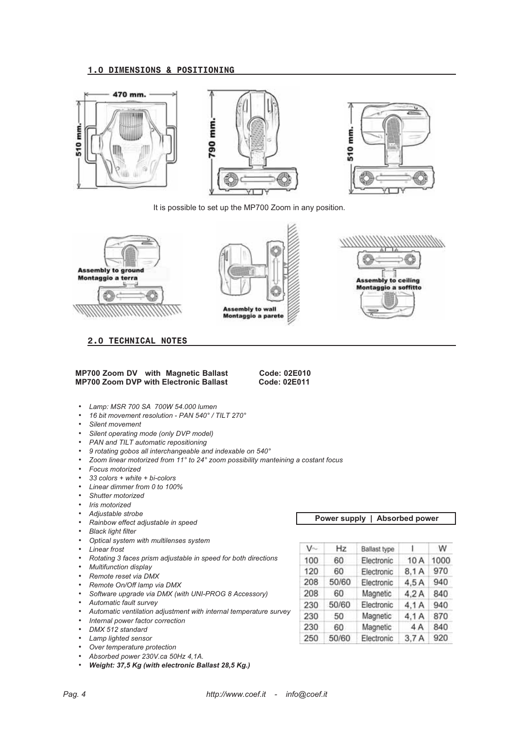## 1.0 DIMENSIONS & POSITIONING

It is possible to set up the MP700 Zoom in any position.

## 2.0 TECHNICAL NOTES

**MP700 Zoom DV with Magnetic Ballast Code: 02E010**
**MP700 Zoom DVP with Electronic Ballast Code: 02E011**

- *Lamp: MSR 700 SA 700W 54.000 lumen*
- *16 bit movement resolution - PAN 540° / TILT 270°*
- *Silent movement*
- *Silent operating mode (only DVP model)*
- *PAN and TILT automatic repositioning*
- *9 rotating gobos all interchangeable and indexable on 540°*
- *Zoom linear motorized from 11° to 24° zoom possibility manteining a costant focus*
- *Focus motorized*
- *33 colors + white + bi-colors*
- *Linear dimmer from 0 to 100%*
- *Shutter motorized*
- *Iris motorized*
- *Adjustable strobe*
- *Rainbow effect adjustable in speed*
- *Black light filter*
- *Optical system with multilenses system*
- *Linear frost*
- *Rotating 3 faces prism adjustable in speed for both directions*
- *Multifunction display*
- *Remote reset via DMX*
- *Remote On/Off lamp via DMX*
- *Software upgrade via DMX (with UNI-PROG 8 Accessory)*
- *Automatic fault survey*
- *Automatic ventilation adjustment with internal temperature survey*
- *Internal power factor correction*
- *DMX 512 standard*
- *Lamp lighted sensor*
- *Over temperature protection*
- *Absorbed power 230V.ca 50Hz 4,1A.*
- ***Weight: 37,5 Kg (with electronic Ballast 28,5 Kg.)***

**Power supply | Absorbed power**

| V~ | Hz | Ballast type | I | W |
|---|---|---|---|---|
| 100 | 60 | Electronic | 10 A | 1000 |
| 120 | 60 | Electronic | 8,1 A | 970 |
| 208 | 50/60 | Electronic | 4,5 A | 940 |
| 208 | 60 | Magnetic | 4,2 A | 840 |
| 230 | 50/60 | Electronic | 4,1 A | 940 |
| 230 | 50 | Magnetic | 4,1 A | 870 |
| 230 | 60 | Magnetic | 4 A | 840 |
| 250 | 50/60 | Electronic | 3,7 A | 920 |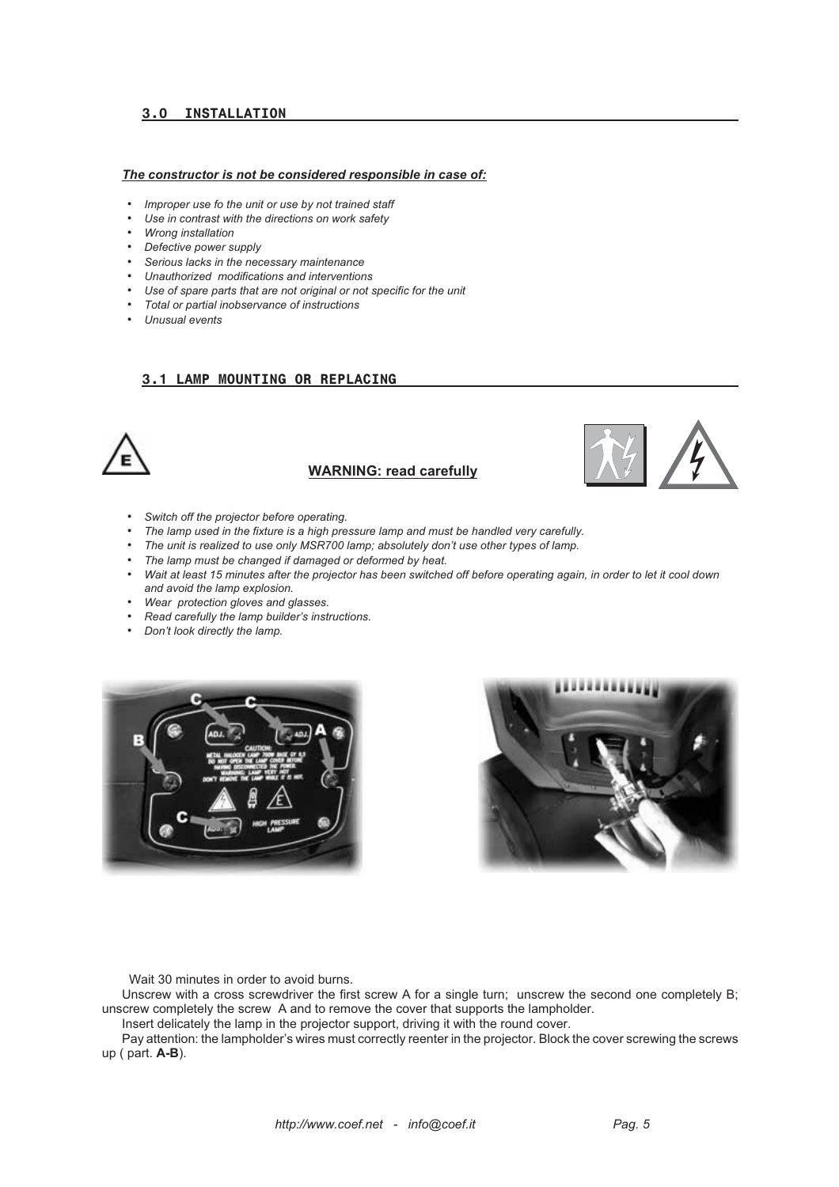## 3.0 INSTALLATION

***The constructor is not be considered responsible in case of:***

- *Improper use fo the unit or use by not trained staff*
- *Use in contrast with the directions on work safety*
- *Wrong installation*
- *Defective power supply*
- *Serious lacks in the necessary maintenance*
- *Unauthorized modifications and interventions*
- *Use of spare parts that are not original or not specific for the unit*
- *Total or partial inobservance of instructions*
- *Unusual events*

## 3.1 LAMP MOUNTING OR REPLACING

**WARNING: read carefully**

- *Switch off the projector before operating.*
- *The lamp used in the fixture is a high pressure lamp and must be handled very carefully.*
- *The unit is realized to use only MSR700 lamp; absolutely don't use other types of lamp.*
- *The lamp must be changed if damaged or deformed by heat.*
- *Wait at least 15 minutes after the projector has been switched off before operating again, in order to let it cool down and avoid the lamp explosion.*
- *Wear protection gloves and glasses.*
- *Read carefully the lamp builder's instructions.*
- *Don't look directly the lamp.*

Wait 30 minutes in order to avoid burns.

Unscrew with a cross screwdriver the first screw A for a single turn; unscrew the second one completely B; unscrew completely the screw A and to remove the cover that supports the lampholder.

Insert delicately the lamp in the projector support, driving it with the round cover.

Pay attention: the lampholder's wires must correctly reenter in the projector. Block the cover screwing the screws up ( part. **A-B**).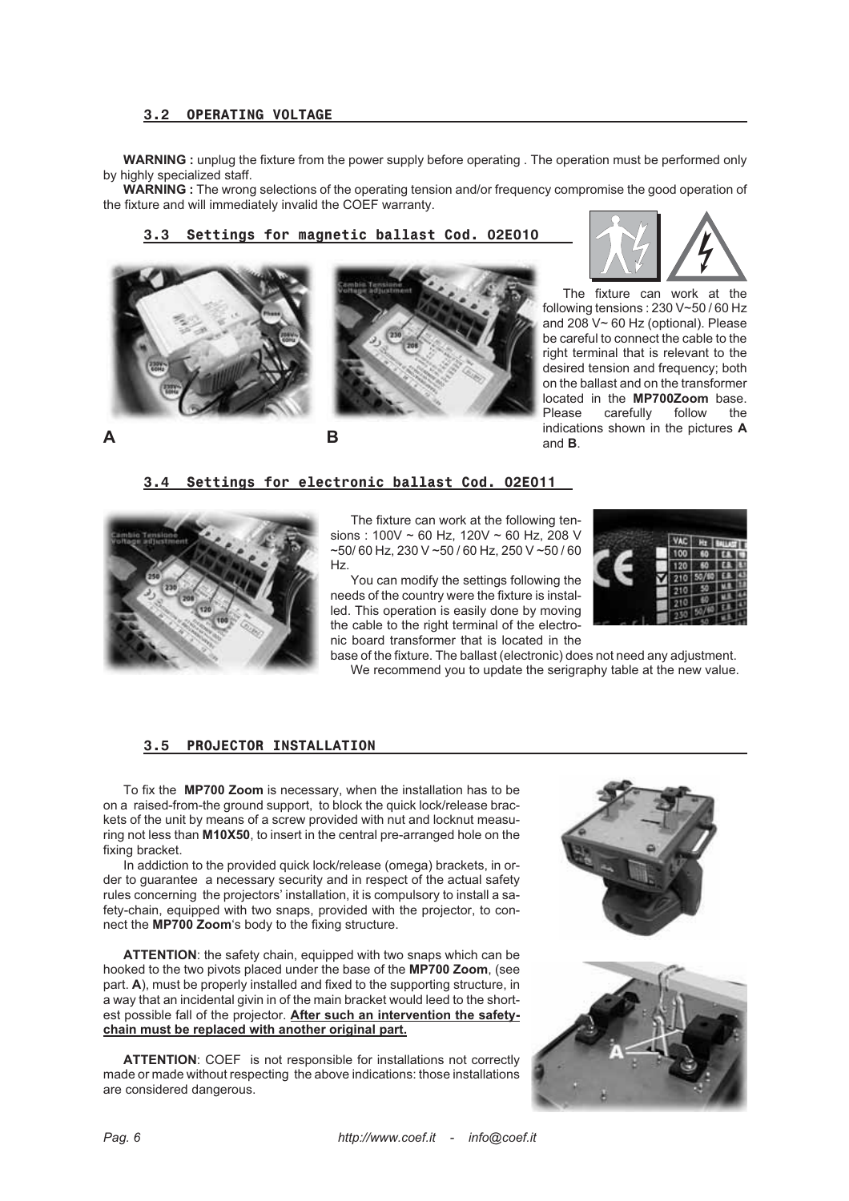## 3.2 OPERATING VOLTAGE

**WARNING :** unplug the fixture from the power supply before operating . The operation must be performed only by highly specialized staff.

**WARNING :** The wrong selections of the operating tension and/or frequency compromise the good operation of the fixture and will immediately invalid the COEF warranty.

### 3.3 Settings for magnetic ballast Cod. 02E010

A B

The fixture can work at the following tensions : 230 V~50 / 60 Hz and 208 V~ 60 Hz (optional). Please be careful to connect the cable to the right terminal that is relevant to the desired tension and frequency; both on the ballast and on the transformer located in the **MP700Zoom** base. Please carefully follow the indications shown in the pictures **A** and **B**.

### 3.4 Settings for electronic ballast Cod. 02E011

The fixture can work at the following tensions : 100V ~ 60 Hz, 120V ~ 60 Hz, 208 V ~50/ 60 Hz, 230 V ~50 / 60 Hz, 250 V ~50 / 60 Hz.

You can modify the settings following the needs of the country were the fixture is installed. This operation is easily done by moving the cable to the right terminal of the electronic board transformer that is located in the base of the fixture. The ballast (electronic) does not need any adjustment.

We recommend you to update the serigraphy table at the new value.

## 3.5 PROJECTOR INSTALLATION

To fix the **MP700 Zoom** is necessary, when the installation has to be on a raised-from-the ground support, to block the quick lock/release brackets of the unit by means of a screw provided with nut and locknut measuring not less than **M10X50**, to insert in the central pre-arranged hole on the fixing bracket.

In addiction to the provided quick lock/release (omega) brackets, in order to guarantee a necessary security and in respect of the actual safety rules concerning the projectors' installation, it is compulsory to install a safety-chain, equipped with two snaps, provided with the projector, to connect the **MP700 Zoom**'s body to the fixing structure.

**ATTENTION**: the safety chain, equipped with two snaps which can be hooked to the two pivots placed under the base of the **MP700 Zoom**, (see part. **A**), must be properly installed and fixed to the supporting structure, in a way that an incidental givin in of the main bracket would leed to the shortest possible fall of the projector. **After such an intervention the safety-chain must be replaced with another original part.**

**ATTENTION**: COEF is not responsible for installations not correctly made or made without respecting the above indications: those installations are considered dangerous.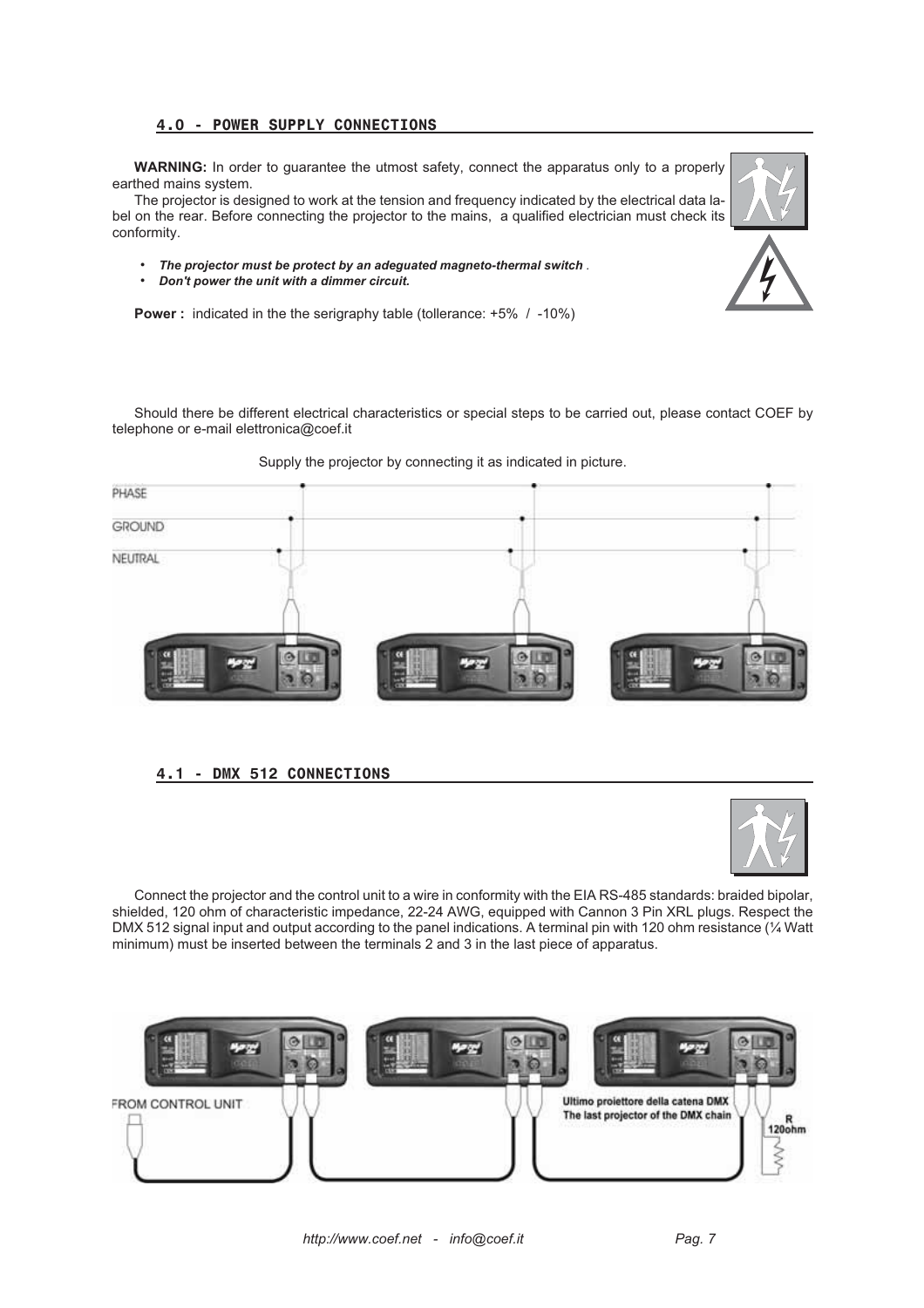## 4.0 - POWER SUPPLY CONNECTIONS

**WARNING:** In order to guarantee the utmost safety, connect the apparatus only to a properly earthed mains system.

The projector is designed to work at the tension and frequency indicated by the electrical data label on the rear. Before connecting the projector to the mains, a qualified electrician must check its conformity.

- ***The projector must be protect by an adeguated magneto-thermal switch*** .
- ***Don't power the unit with a dimmer circuit.***

**Power :** indicated in the the serigraphy table (tollerance: +5% / -10%)

Should there be different electrical characteristics or special steps to be carried out, please contact COEF by telephone or e-mail elettronica@coef.it

Supply the projector by connecting it as indicated in picture.

PHASE

GROUND

NEUTRAL

## 4.1 - DMX 512 CONNECTIONS

Connect the projector and the control unit to a wire in conformity with the EIA RS-485 standards: braided bipolar, shielded, 120 ohm of characteristic impedance, 22-24 AWG, equipped with Cannon 3 Pin XRL plugs. Respect the DMX 512 signal input and output according to the panel indications. A terminal pin with 120 ohm resistance (¼ Watt minimum) must be inserted between the terminals 2 and 3 in the last piece of apparatus.

FROM CONTROL UNIT

Ultimo proiettore della catena DMX
The last projector of the DMX chain

R
120ohm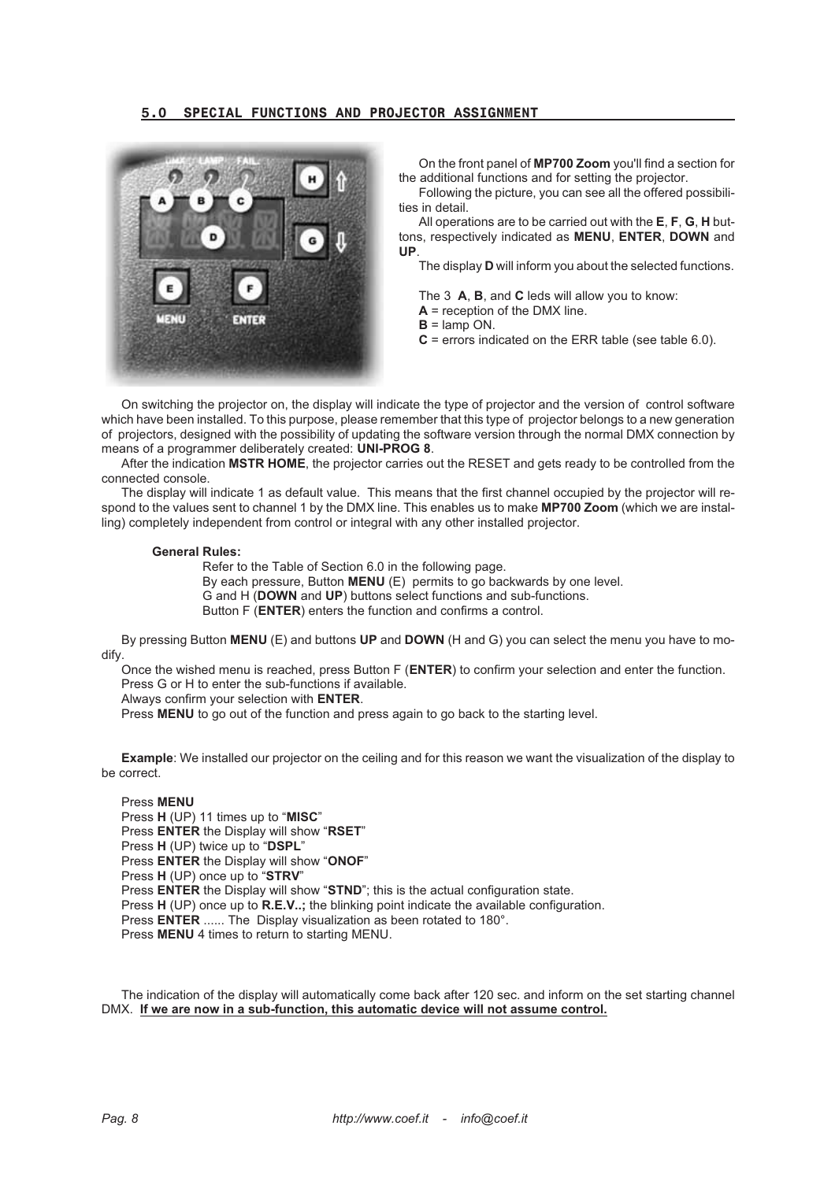## 5.0 SPECIAL FUNCTIONS AND PROJECTOR ASSIGNMENT

On the front panel of **MP700 Zoom** you'll find a section for the additional functions and for setting the projector.

Following the picture, you can see all the offered possibilities in detail.

All operations are to be carried out with the **E**, **F**, **G**, **H** buttons, respectively indicated as **MENU**, **ENTER**, **DOWN** and **UP**.

The display **D** will inform you about the selected functions.

The 3 **A**, **B**, and **C** leds will allow you to know:
**A** = reception of the DMX line.
**B** = lamp ON.
**C** = errors indicated on the ERR table (see table 6.0).

On switching the projector on, the display will indicate the type of projector and the version of control software which have been installed. To this purpose, please remember that this type of projector belongs to a new generation of projectors, designed with the possibility of updating the software version through the normal DMX connection by means of a programmer deliberately created: **UNI-PROG 8**.

After the indication **MSTR HOME**, the projector carries out the RESET and gets ready to be controlled from the connected console.

The display will indicate 1 as default value. This means that the first channel occupied by the projector will respond to the values sent to channel 1 by the DMX line. This enables us to make **MP700 Zoom** (which we are installing) completely independent from control or integral with any other installed projector.

**General Rules:**

Refer to the Table of Section 6.0 in the following page.
By each pressure, Button **MENU** (E) permits to go backwards by one level.
G and H (**DOWN** and **UP**) buttons select functions and sub-functions.
Button F (**ENTER**) enters the function and confirms a control.

By pressing Button **MENU** (E) and buttons **UP** and **DOWN** (H and G) you can select the menu you have to modify.

Once the wished menu is reached, press Button F (**ENTER**) to confirm your selection and enter the function.
Press G or H to enter the sub-functions if available.
Always confirm your selection with **ENTER**.
Press **MENU** to go out of the function and press again to go back to the starting level.

**Example**: We installed our projector on the ceiling and for this reason we want the visualization of the display to be correct.

Press **MENU**
Press **H** (UP) 11 times up to "**MISC**"
Press **ENTER** the Display will show "**RSET**"
Press **H** (UP) twice up to "**DSPL**"
Press **ENTER** the Display will show "**ONOF**"
Press **H** (UP) once up to "**STRV**"
Press **ENTER** the Display will show "**STND**"; this is the actual configuration state.
Press **H** (UP) once up to **R.E.V..;** the blinking point indicate the available configuration.
Press **ENTER** ...... The Display visualization as been rotated to 180°.
Press **MENU** 4 times to return to starting MENU.

The indication of the display will automatically come back after 120 sec. and inform on the set starting channel DMX. **<u>If we are now in a sub-function, this automatic device will not assume control.</u>**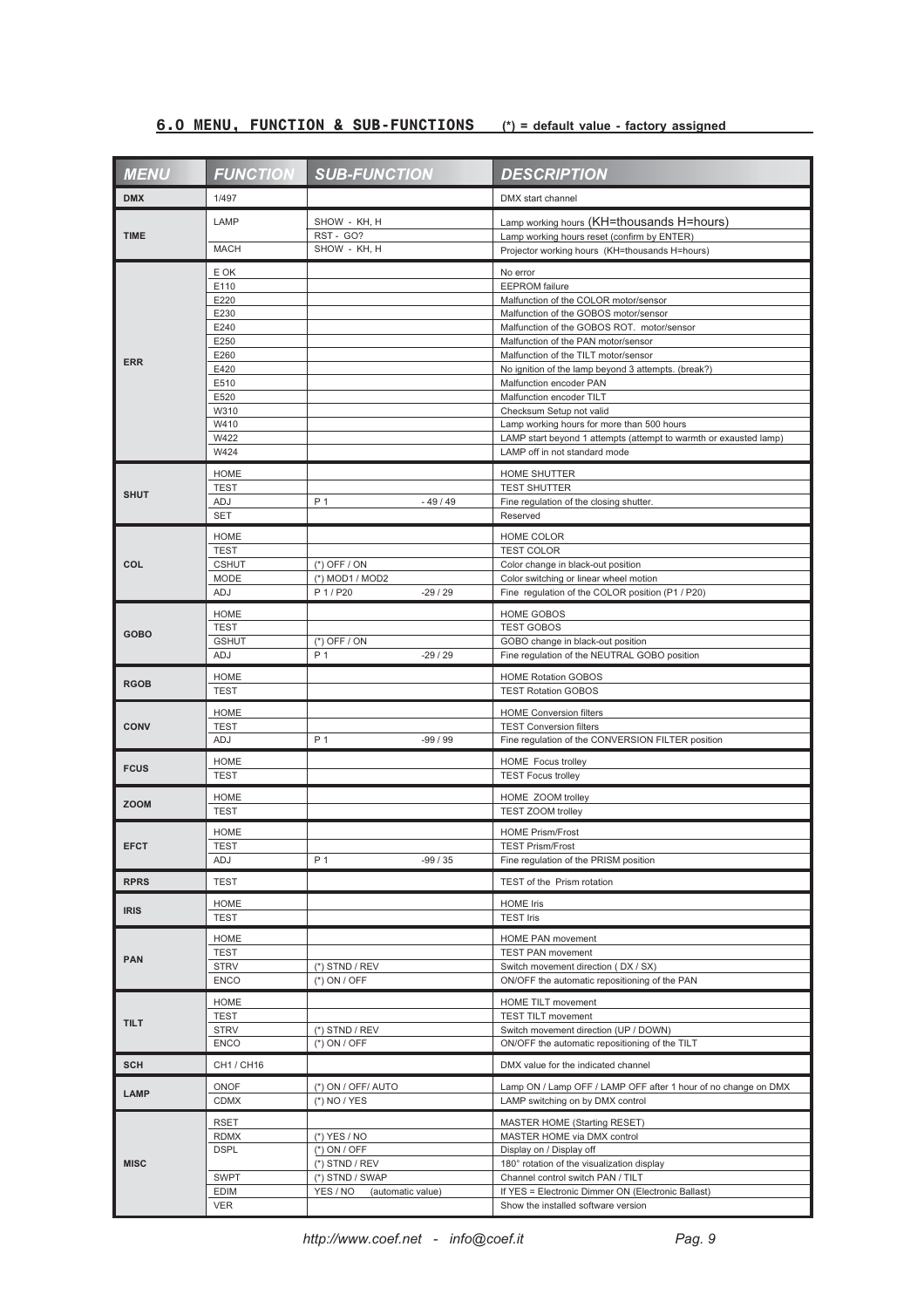## 6.0 MENU, FUNCTION & SUB-FUNCTIONS

**(*) = default value - factory assigned**

| MENU | FUNCTION | SUB-FUNCTION | DESCRIPTION |
|---|---|---|---|
| DMX | 1/497 | | DMX start channel |
| TIME | LAMP | SHOW - KH, H | Lamp working hours (KH=thousands H=hours) |
| | | RST - GO? | Lamp working hours reset (confirm by ENTER) |
| | MACH | SHOW - KH, H | Projector working hours (KH=thousands H=hours) |
| ERR | E OK | | No error |
| | E110 | | EEPROM failure |
| | E220 | | Malfunction of the COLOR motor/sensor |
| | E230 | | Malfunction of the GOBOS motor/sensor |
| | E240 | | Malfunction of the GOBOS ROT. motor/sensor |
| | E250 | | Malfunction of the PAN motor/sensor |
| | E260 | | Malfunction of the TILT motor/sensor |
| | E420 | | No ignition of the lamp beyond 3 attempts. (break?) |
| | E510 | | Malfunction encoder PAN |
| | E520 | | Malfunction encoder TILT |
| | W310 | | Checksum Setup not valid |
| | W410 | | Lamp working hours for more than 500 hours |
| | W422 | | LAMP start beyond 1 attempts (attempt to warmth or exausted lamp) |
| | W424 | | LAMP off in not standard mode |
| SHUT | HOME | | HOME SHUTTER |
| | TEST | | TEST SHUTTER |
| | ADJ | P 1 - 49 / 49 | Fine regulation of the closing shutter. |
| | SET | | Reserved |
| COL | HOME | | HOME COLOR |
| | TEST | | TEST COLOR |
| | CSHUT | (*) OFF / ON | Color change in black-out position |
| | MODE | (*) MOD1 / MOD2 | Color switching or linear wheel motion |
| | ADJ | P 1 / P20 -29 / 29 | Fine regulation of the COLOR position (P1 / P20) |
| GOBO | HOME | | HOME GOBOS |
| | TEST | | TEST GOBOS |
| | GSHUT | (*) OFF / ON | GOBO change in black-out position |
| | ADJ | P 1 -29 / 29 | Fine regulation of the NEUTRAL GOBO position |
| RGOB | HOME | | HOME Rotation GOBOS |
| | TEST | | TEST Rotation GOBOS |
| CONV | HOME | | HOME Conversion filters |
| | TEST | | TEST Conversion filters |
| | ADJ | P 1 -99 / 99 | Fine regulation of the CONVERSION FILTER position |
| FCUS | HOME | | HOME Focus trolley |
| | TEST | | TEST Focus trolley |
| ZOOM | HOME | | HOME ZOOM trolley |
| | TEST | | TEST ZOOM trolley |
| EFCT | HOME | | HOME Prism/Frost |
| | TEST | | TEST Prism/Frost |
| | ADJ | P 1 -99 / 35 | Fine regulation of the PRISM position |
| RPRS | TEST | | TEST of the Prism rotation |
| IRIS | HOME | | HOME Iris |
| | TEST | | TEST Iris |
| PAN | HOME | | HOME PAN movement |
| | TEST | | TEST PAN movement |
| | STRV | (*) STND / REV | Switch movement direction ( DX / SX) |
| | ENCO | (*) ON / OFF | ON/OFF the automatic repositioning of the PAN |
| TILT | HOME | | HOME TILT movement |
| | TEST | | TEST TILT movement |
| | STRV | (*) STND / REV | Switch movement direction (UP / DOWN) |
| | ENCO | (*) ON / OFF | ON/OFF the automatic repositioning of the TILT |
| SCH | CH1 / CH16 | | DMX value for the indicated channel |
| LAMP | ONOF | (*) ON / OFF/ AUTO | Lamp ON / Lamp OFF / LAMP OFF after 1 hour of no change on DMX |
| | CDMX | (*) NO / YES | LAMP switching on by DMX control |
| MISC | RSET | | MASTER HOME (Starting RESET) |
| | RDMX | (*) YES / NO | MASTER HOME via DMX control |
| | DSPL | (*) ON / OFF | Display on / Display off |
| | | (*) STND / REV | 180° rotation of the visualization display |
| | SWPT | (*) STND / SWAP | Channel control switch PAN / TILT |
| | EDIM | YES / NO (automatic value) | If YES = Electronic Dimmer ON (Electronic Ballast) |
| | VER | | Show the installed software version |

*http://www.coef.net - info@coef.it*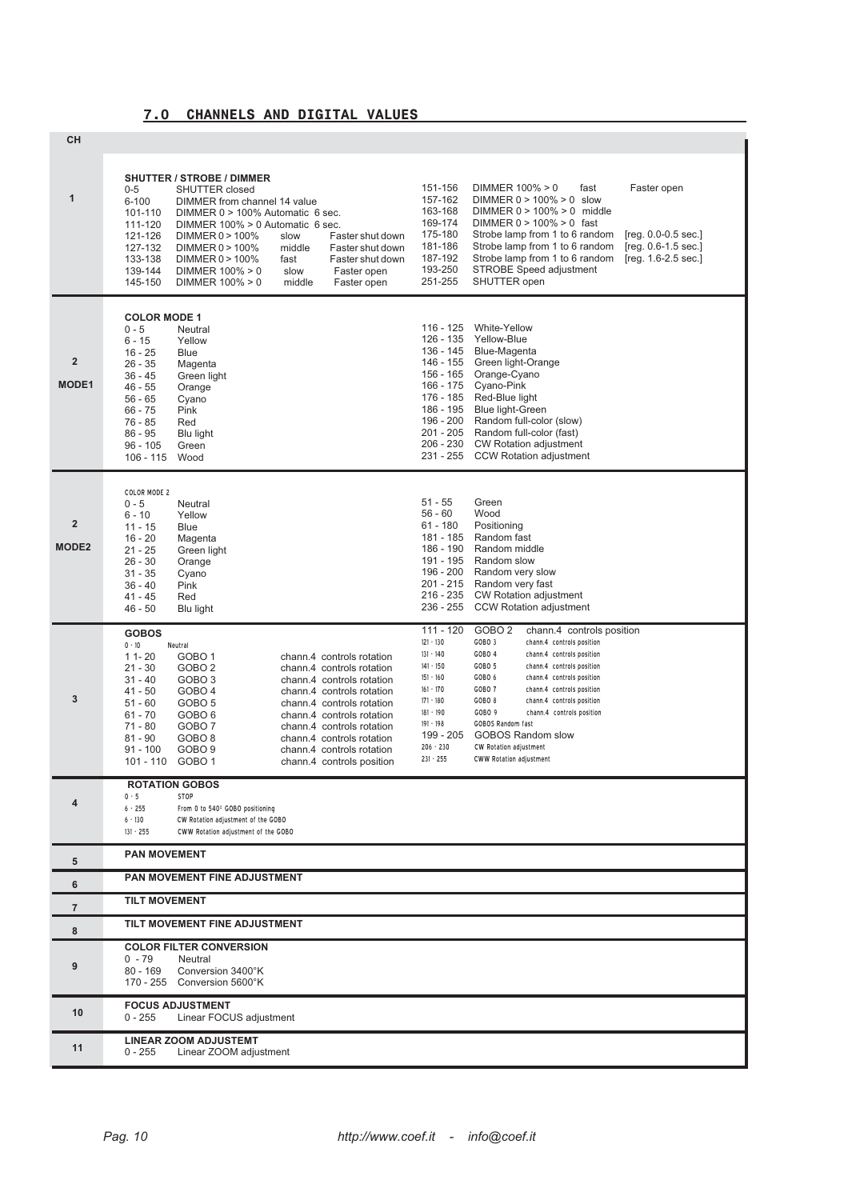## 7.0 CHANNELS AND DIGITAL VALUES

| CH | | |
|---|---|---|
| 1 | **SHUTTER / STROBE / DIMMER**<br>0-5 SHUTTER closed<br>6-100 DIMMER from channel 14 value<br>101-110 DIMMER 0 > 100% Automatic 6 sec.<br>111-120 DIMMER 100% > 0 Automatic 6 sec.<br>121-126 DIMMER 0 > 100% slow Faster shut down<br>127-132 DIMMER 0 > 100% middle Faster shut down<br>133-138 DIMMER 0 > 100% fast Faster shut down<br>139-144 DIMMER 100% > 0 slow Faster open<br>145-150 DIMMER 100% > 0 middle Faster open | 151-156 DIMMER 100% > 0 fast Faster open<br>157-162 DIMMER 0 > 100% > 0 slow<br>163-168 DIMMER 0 > 100% > 0 middle<br>169-174 DIMMER 0 > 100% > 0 fast<br>175-180 Strobe lamp from 1 to 6 random [reg. 0.0-0.5 sec.]<br>181-186 Strobe lamp from 1 to 6 random [reg. 0.6-1.5 sec.]<br>187-192 Strobe lamp from 1 to 6 random [reg. 1.6-2.5 sec.]<br>193-250 STROBE Speed adjustment<br>251-255 SHUTTER open |
| 2<br>MODE1 | **COLOR MODE 1**<br>0 - 5 Neutral<br>6 - 15 Yellow<br>16 - 25 Blue<br>26 - 35 Magenta<br>36 - 45 Green light<br>46 - 55 Orange<br>56 - 65 Cyano<br>66 - 75 Pink<br>76 - 85 Red<br>86 - 95 Blu light<br>96 - 105 Green<br>106 - 115 Wood | 116 - 125 White-Yellow<br>126 - 135 Yellow-Blue<br>136 - 145 Blue-Magenta<br>146 - 155 Green light-Orange<br>156 - 165 Orange-Cyano<br>166 - 175 Cyano-Pink<br>176 - 185 Red-Blue light<br>186 - 195 Blue light-Green<br>196 - 200 Random full-color (slow)<br>201 - 205 Random full-color (fast)<br>206 - 230 CW Rotation adjustment<br>231 - 255 CCW Rotation adjustment |
| 2<br>MODE2 | COLOR MODE 2<br>0 - 5 Neutral<br>6 - 10 Yellow<br>11 - 15 Blue<br>16 - 20 Magenta<br>21 - 25 Green light<br>26 - 30 Orange<br>31 - 35 Cyano<br>36 - 40 Pink<br>41 - 45 Red<br>46 - 50 Blu light | 51 - 55 Green<br>56 - 60 Wood<br>61 - 180 Positioning<br>181 - 185 Random fast<br>186 - 190 Random middle<br>191 - 195 Random slow<br>196 - 200 Random very slow<br>201 - 215 Random very fast<br>216 - 235 CW Rotation adjustment<br>236 - 255 CCW Rotation adjustment |
| 3 | **GOBOS**<br>0 - 10 Neutral<br>1 1- 20 GOBO 1 chann.4 controls rotation<br>21 - 30 GOBO 2 chann.4 controls rotation<br>31 - 40 GOBO 3 chann.4 controls rotation<br>41 - 50 GOBO 4 chann.4 controls rotation<br>51 - 60 GOBO 5 chann.4 controls rotation<br>61 - 70 GOBO 6 chann.4 controls rotation<br>71 - 80 GOBO 7 chann.4 controls rotation<br>81 - 90 GOBO 8 chann.4 controls rotation<br>91 - 100 GOBO 9 chann.4 controls rotation<br>101 - 110 GOBO 1 chann.4 controls position | 111 - 120 GOBO 2 chann.4 controls position<br>121 - 130 GOBO 3 chann.4 controls position<br>131 - 140 GOBO 4 chann.4 controls position<br>141 - 150 GOBO 5 chann.4 controls position<br>151 - 160 GOBO 6 chann.4 controls position<br>161 - 170 GOBO 7 chann.4 controls position<br>171 - 180 GOBO 8 chann.4 controls position<br>181 - 190 GOBO 9 chann.4 controls position<br>191 - 198 GOBOS Random fast<br>199 - 205 GOBOS Random slow<br>206 - 230 CW Rotation adjustment<br>231 - 255 CWW Rotation adjustment |
| 4 | **ROTATION GOBOS**<br>0 - 5 STOP<br>6 - 255 From 0 to 540° GOBO positioning<br>6 - 130 CW Rotation adjustment of the GOBO<br>131 - 255 CWW Rotation adjustment of the GOBO | |
| 5 | **PAN MOVEMENT** | |
| 6 | **PAN MOVEMENT FINE ADJUSTMENT** | |
| 7 | **TILT MOVEMENT** | |
| 8 | **TILT MOVEMENT FINE ADJUSTMENT** | |
| 9 | **COLOR FILTER CONVERSION**<br>0 - 79 Neutral<br>80 - 169 Conversion 3400°K<br>170 - 255 Conversion 5600°K | |
| 10 | **FOCUS ADJUSTMENT**<br>0 - 255 Linear FOCUS adjustment | |
| 11 | **LINEAR ZOOM ADJUSTEMT**<br>0 - 255 Linear ZOOM adjustment | |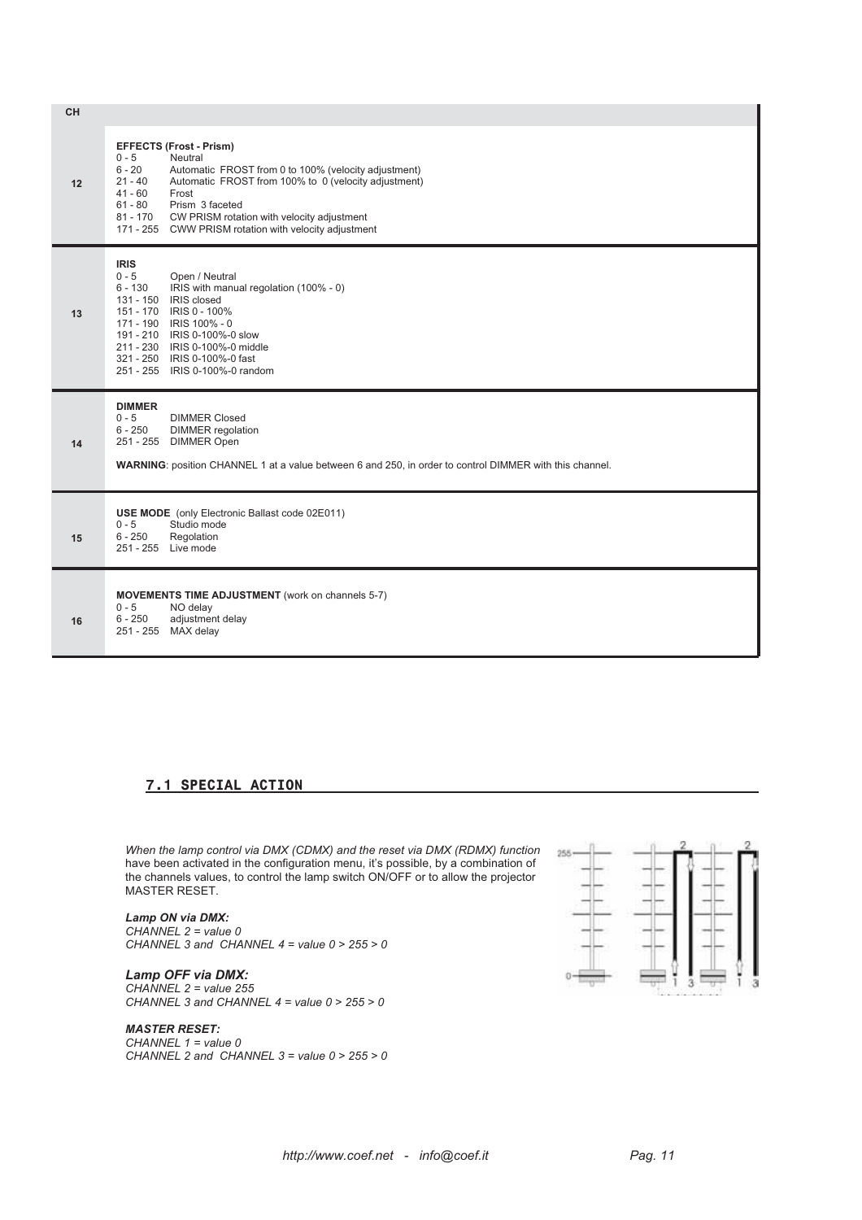| CH | |
|---|---|
| 12 | **EFFECTS (Frost - Prism)**<br>0 - 5 Neutral<br>6 - 20 Automatic FROST from 0 to 100% (velocity adjustment)<br>21 - 40 Automatic FROST from 100% to 0 (velocity adjustment)<br>41 - 60 Frost<br>61 - 80 Prism 3 faceted<br>81 - 170 CW PRISM rotation with velocity adjustment<br>171 - 255 CWW PRISM rotation with velocity adjustment |
| 13 | **IRIS**<br>0 - 5 Open / Neutral<br>6 - 130 IRIS with manual regolation (100% - 0)<br>131 - 150 IRIS closed<br>151 - 170 IRIS 0 - 100%<br>171 - 190 IRIS 100% - 0<br>191 - 210 IRIS 0-100%-0 slow<br>211 - 230 IRIS 0-100%-0 middle<br>321 - 250 IRIS 0-100%-0 fast<br>251 - 255 IRIS 0-100%-0 random |
| 14 | **DIMMER**<br>0 - 5 DIMMER Closed<br>6 - 250 DIMMER regolation<br>251 - 255 DIMMER Open<br><br>**WARNING**: position CHANNEL 1 at a value between 6 and 250, in order to control DIMMER with this channel. |
| 15 | **USE MODE** (only Electronic Ballast code 02E011)<br>0 - 5 Studio mode<br>6 - 250 Regolation<br>251 - 255 Live mode |
| 16 | **MOVEMENTS TIME ADJUSTMENT** (work on channels 5-7)<br>0 - 5 NO delay<br>6 - 250 adjustment delay<br>251 - 255 MAX delay |

## 7.1 SPECIAL ACTION

*When the lamp control via DMX (CDMX) and the reset via DMX (RDMX) function* have been activated in the configuration menu, it's possible, by a combination of the channels values, to control the lamp switch ON/OFF or to allow the projector MASTER RESET.

***Lamp ON via DMX:***
*CHANNEL 2 = value 0*
*CHANNEL 3 and CHANNEL 4 = value 0 > 255 > 0*

***Lamp OFF via DMX:***
*CHANNEL 2 = value 255*
*CHANNEL 3 and CHANNEL 4 = value 0 > 255 > 0*

***MASTER RESET:***
*CHANNEL 1 = value 0*
*CHANNEL 2 and CHANNEL 3 = value 0 > 255 > 0*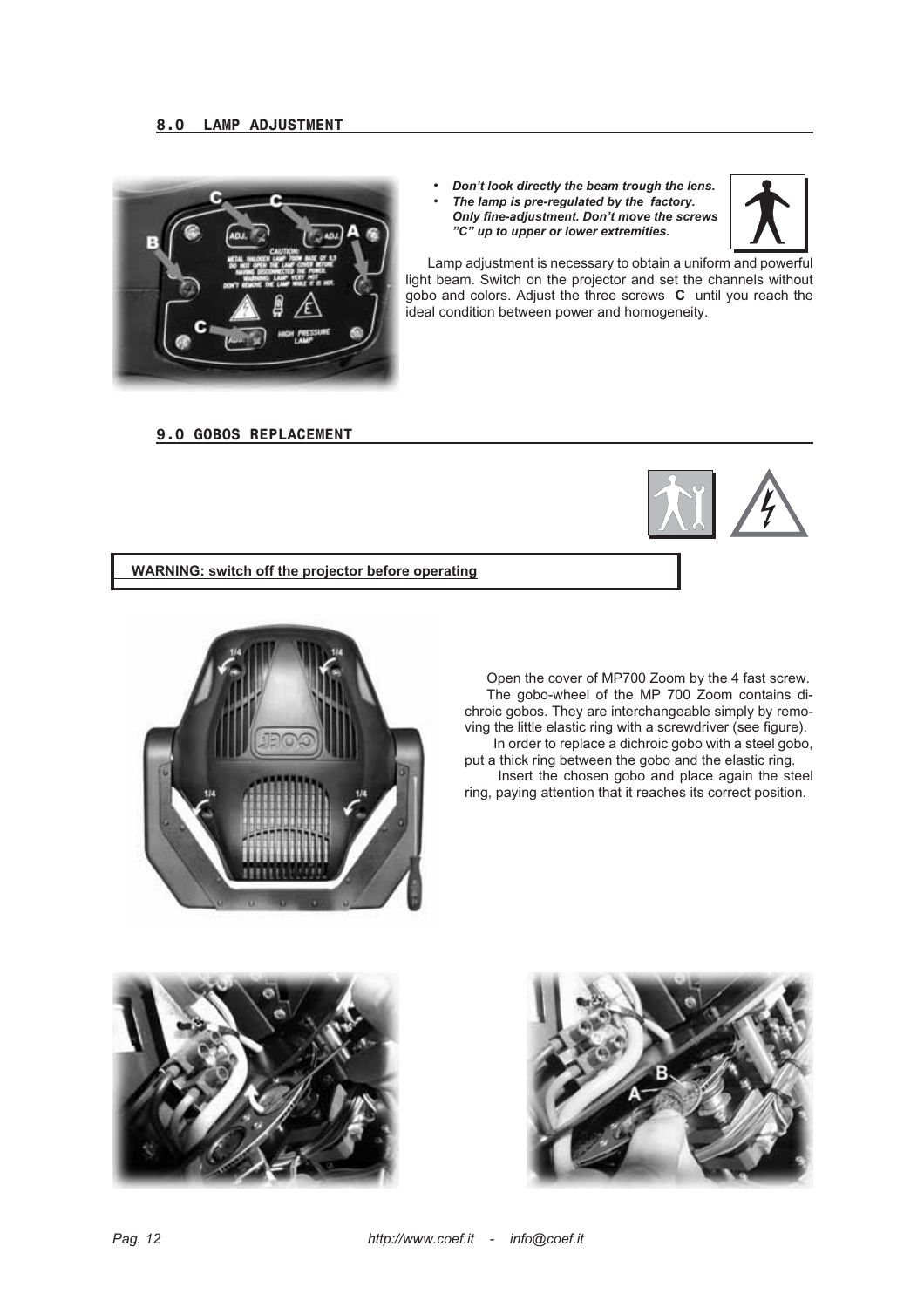## 8.0 LAMP ADJUSTMENT

- ***Don't look directly the beam trough the lens.***
- ***The lamp is pre-regulated by the factory. Only fine-adjustment. Don't move the screws "C" up to upper or lower extremities.***

Lamp adjustment is necessary to obtain a uniform and powerful light beam. Switch on the projector and set the channels without gobo and colors. Adjust the three screws **C** until you reach the ideal condition between power and homogeneity.

## 9.0 GOBOS REPLACEMENT

**WARNING: switch off the projector before operating**

Open the cover of MP700 Zoom by the 4 fast screw.

The gobo-wheel of the MP 700 Zoom contains dichroic gobos. They are interchangeable simply by removing the little elastic ring with a screwdriver (see figure).

In order to replace a dichroic gobo with a steel gobo, put a thick ring between the gobo and the elastic ring.

Insert the chosen gobo and place again the steel ring, paying attention that it reaches its correct position.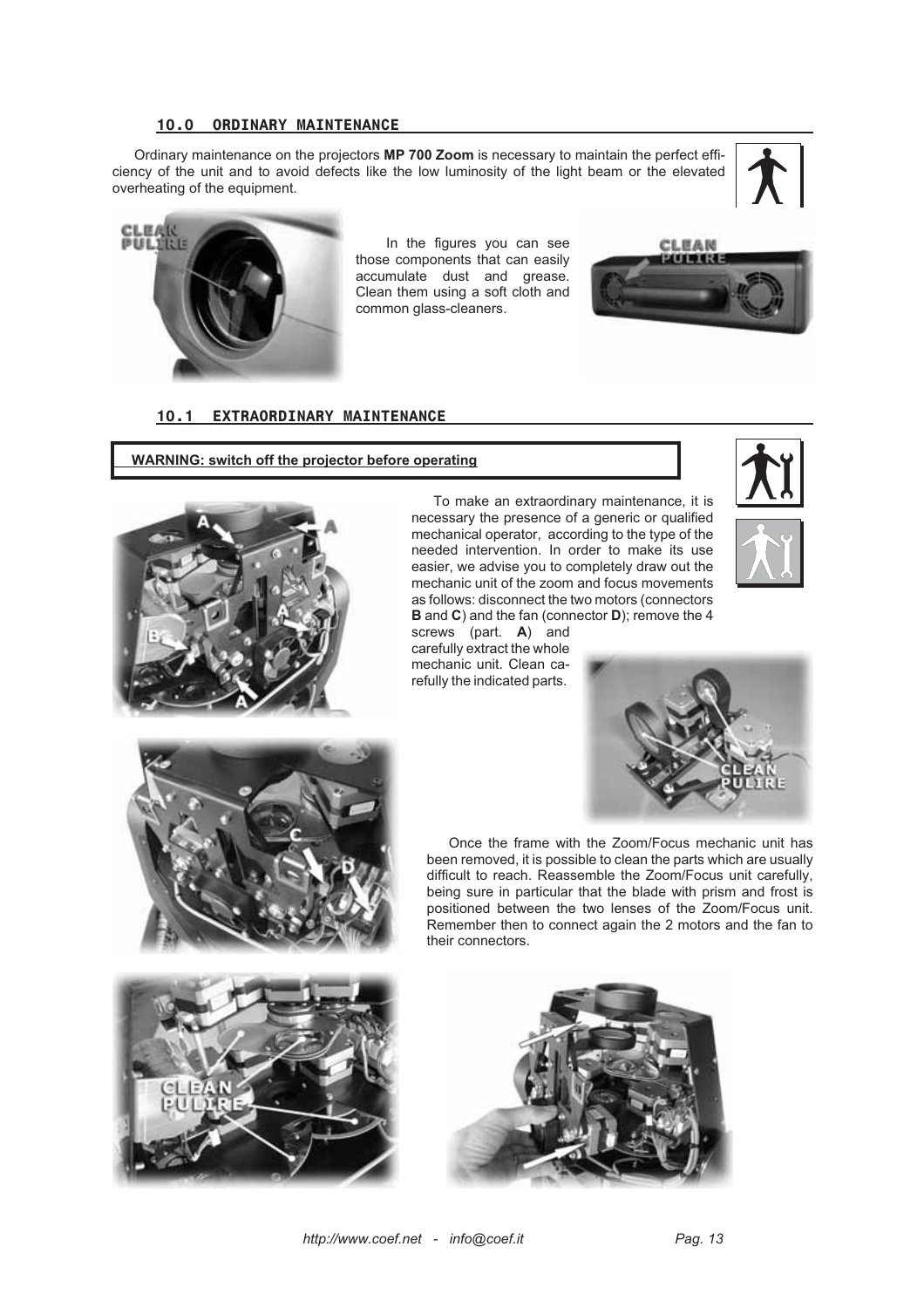## 10.0 ORDINARY MAINTENANCE

Ordinary maintenance on the projectors **MP 700 Zoom** is necessary to maintain the perfect efficiency of the unit and to avoid defects like the low luminosity of the light beam or the elevated overheating of the equipment.

In the figures you can see those components that can easily accumulate dust and grease. Clean them using a soft cloth and common glass-cleaners.

## 10.1 EXTRAORDINARY MAINTENANCE

**WARNING: switch off the projector before operating**

To make an extraordinary maintenance, it is necessary the presence of a generic or qualified mechanical operator, according to the type of the needed intervention. In order to make its use easier, we advise you to completely draw out the mechanic unit of the zoom and focus movements as follows: disconnect the two motors (connectors **B** and **C**) and the fan (connector **D**); remove the 4 screws (part. **A**) and carefully extract the whole mechanic unit. Clean carefully the indicated parts.

Once the frame with the Zoom/Focus mechanic unit has been removed, it is possible to clean the parts which are usually difficult to reach. Reassemble the Zoom/Focus unit carefully, being sure in particular that the blade with prism and frost is positioned between the two lenses of the Zoom/Focus unit. Remember then to connect again the 2 motors and the fan to their connectors.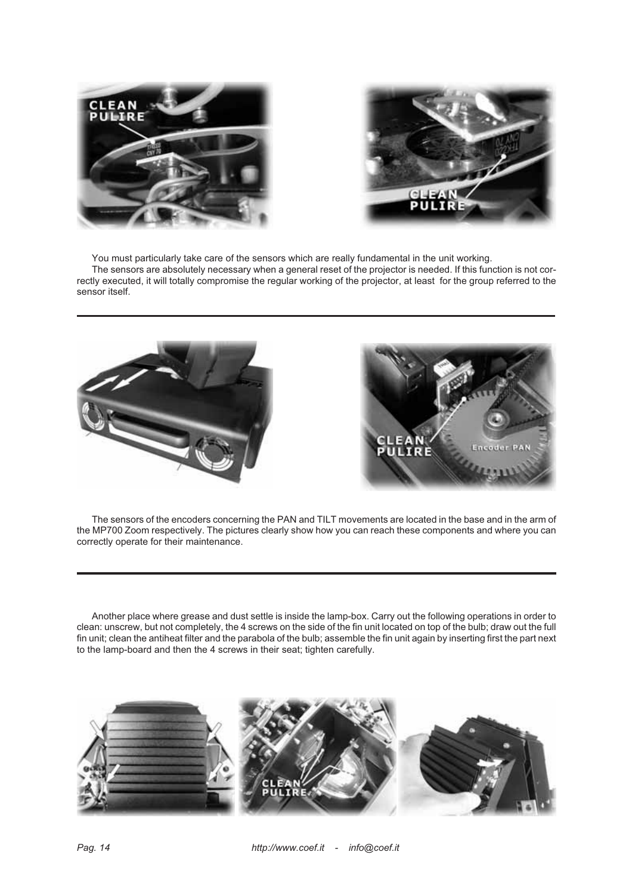You must particularly take care of the sensors which are really fundamental in the unit working.

The sensors are absolutely necessary when a general reset of the projector is needed. If this function is not correctly executed, it will totally compromise the regular working of the projector, at least for the group referred to the sensor itself.

---

The sensors of the encoders concerning the PAN and TILT movements are located in the base and in the arm of the MP700 Zoom respectively. The pictures clearly show how you can reach these components and where you can correctly operate for their maintenance.

---

Another place where grease and dust settle is inside the lamp-box. Carry out the following operations in order to clean: unscrew, but not completely, the 4 screws on the side of the fin unit located on top of the bulb; draw out the full fin unit; clean the antiheat filter and the parabola of the bulb; assemble the fin unit again by inserting first the part next to the lamp-board and then the 4 screws in their seat; tighten carefully.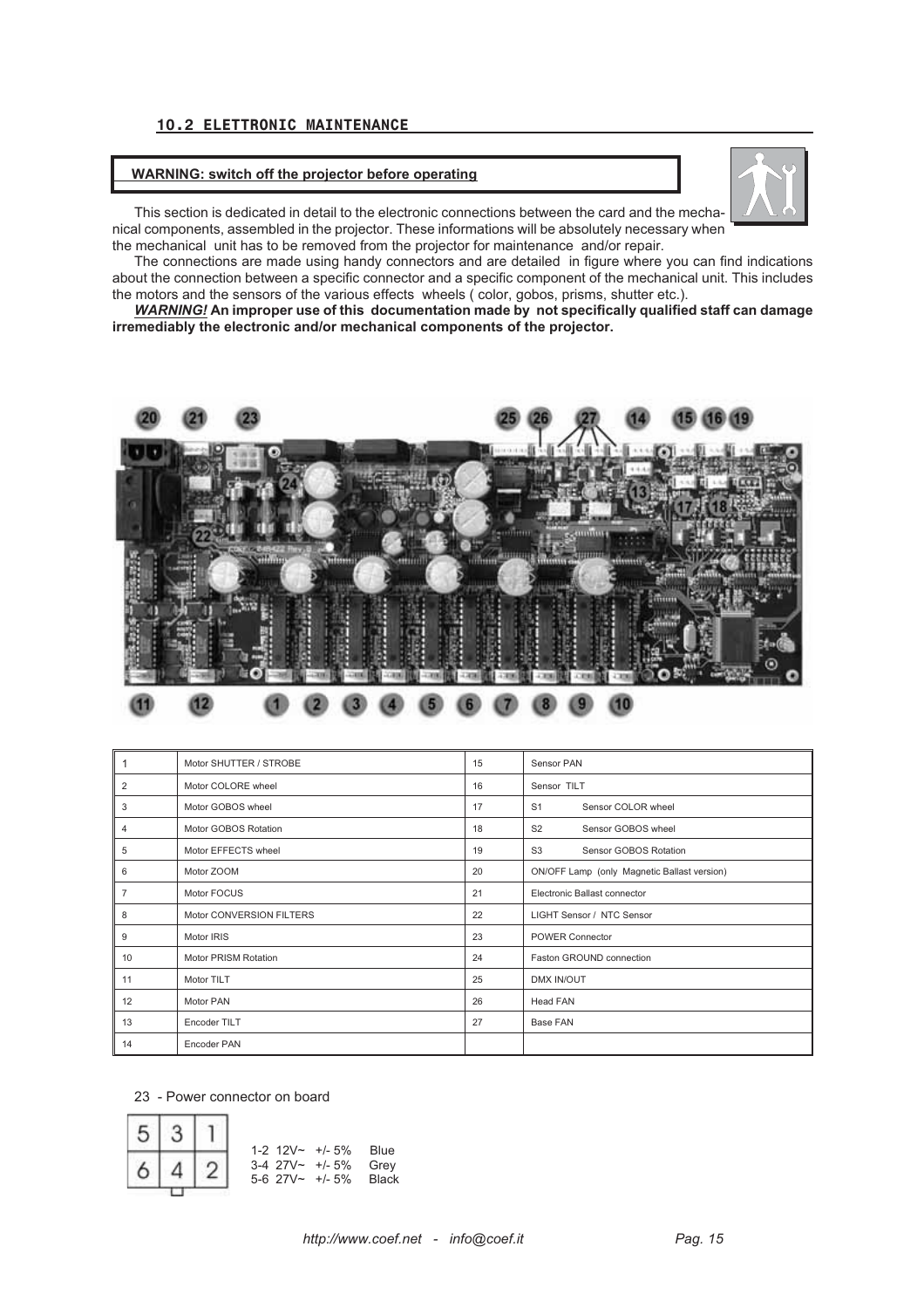## 10.2 ELETTRONIC MAINTENANCE

**WARNING: switch off the projector before operating**

This section is dedicated in detail to the electronic connections between the card and the mechanical components, assembled in the projector. These informations will be absolutely necessary when the mechanical unit has to be removed from the projector for maintenance and/or repair.

The connections are made using handy connectors and are detailed in figure where you can find indications about the connection between a specific connector and a specific component of the mechanical unit. This includes the motors and the sensors of the various effects wheels ( color, gobos, prisms, shutter etc.).

***WARNING!*** **An improper use of this documentation made by not specifically qualified staff can damage irremediably the electronic and/or mechanical components of the projector.**

| | | | |
|---|---|---|---|
| 1 | Motor SHUTTER / STROBE | 15 | Sensor PAN |
| 2 | Motor COLORE wheel | 16 | Sensor TILT |
| 3 | Motor GOBOS wheel | 17 | S1 Sensor COLOR wheel |
| 4 | Motor GOBOS Rotation | 18 | S2 Sensor GOBOS wheel |
| 5 | Motor EFFECTS wheel | 19 | S3 Sensor GOBOS Rotation |
| 6 | Motor ZOOM | 20 | ON/OFF Lamp (only Magnetic Ballast version) |
| 7 | Motor FOCUS | 21 | Electronic Ballast connector |
| 8 | Motor CONVERSION FILTERS | 22 | LIGHT Sensor / NTC Sensor |
| 9 | Motor IRIS | 23 | POWER Connector |
| 10 | Motor PRISM Rotation | 24 | Faston GROUND connection |
| 11 | Motor TILT | 25 | DMX IN/OUT |
| 12 | Motor PAN | 26 | Head FAN |
| 13 | Encoder TILT | 27 | Base FAN |
| 14 | Encoder PAN | | |

23 - Power connector on board

| | | |
|---|---|---|
| 5 | 3 | 1 |
| 6 | 4 | 2 |

1-2 12V~ +/- 5% Blue
3-4 27V~ +/- 5% Grey
5-6 27V~ +/- 5% Black

http://www.coef.net - info@coef.it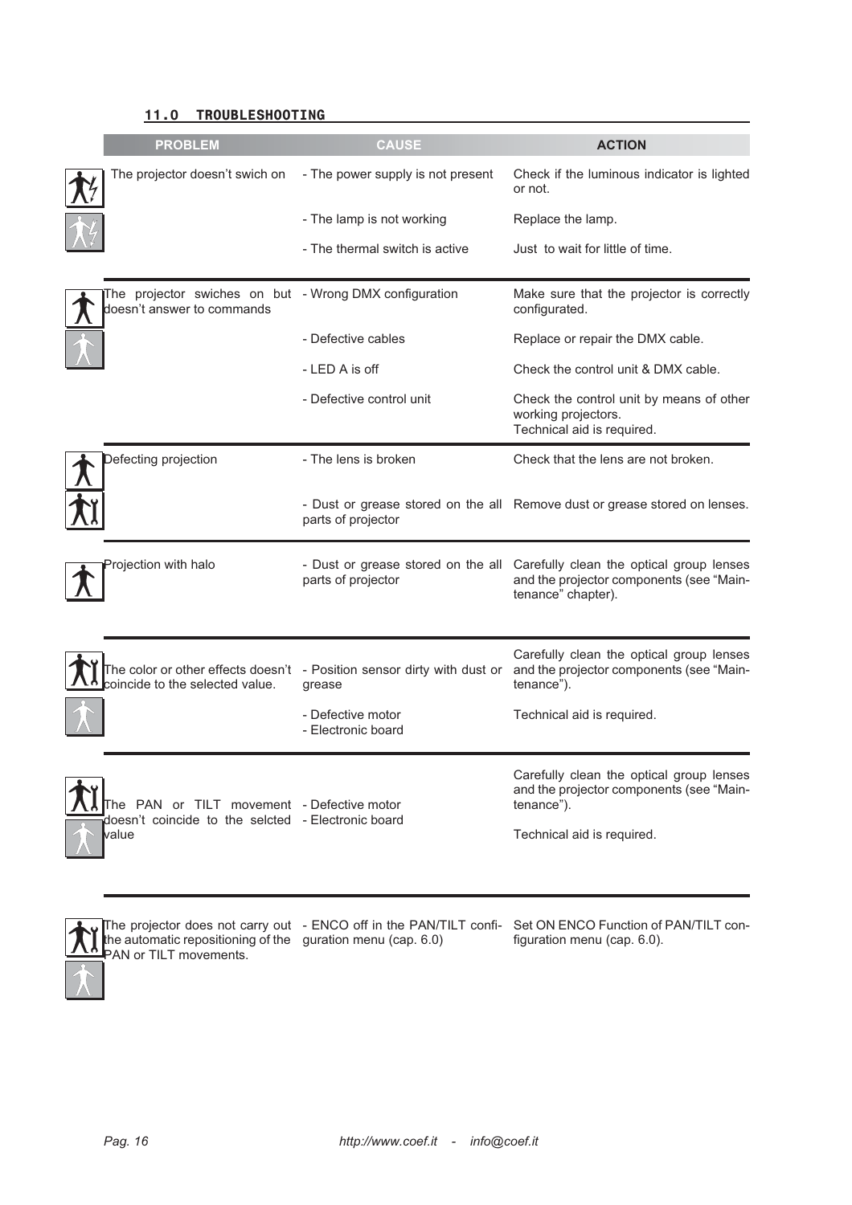## 11.0 TROUBLESHOOTING

| PROBLEM | CAUSE | ACTION |
|---|---|---|
| The projector doesn't swich on | - The power supply is not present | Check if the luminous indicator is lighted or not. |
| | - The lamp is not working | Replace the lamp. |
| | - The thermal switch is active | Just to wait for little of time. |
| The projector swiches on but doesn't answer to commands | - Wrong DMX configuration | Make sure that the projector is correctly configurated. |
| | - Defective cables | Replace or repair the DMX cable. |
| | - LED A is off | Check the control unit & DMX cable. |
| | - Defective control unit | Check the control unit by means of other working projectors. Technical aid is required. |
| Defecting projection | - The lens is broken | Check that the lens are not broken. |
| | - Dust or grease stored on the all parts of projector | Remove dust or grease stored on lenses. |
| Projection with halo | - Dust or grease stored on the all parts of projector | Carefully clean the optical group lenses and the projector components (see "Maintenance" chapter). |
| The color or other effects doesn't coincide to the selected value. | - Position sensor dirty with dust or grease | Carefully clean the optical group lenses and the projector components (see "Maintenance"). |
| | - Defective motor<br>- Electronic board | Technical aid is required. |
| The PAN or TILT movement doesn't coincide to the selcted value | - Defective motor<br>- Electronic board | Carefully clean the optical group lenses and the projector components (see "Maintenance").<br>Technical aid is required. |
| The projector does not carry out the automatic repositioning of the PAN or TILT movements. | - ENCO off in the PAN/TILT configuration menu (cap. 6.0) | Set ON ENCO Function of PAN/TILT configuration menu (cap. 6.0). |

*http://www.coef.it - info@coef.it*